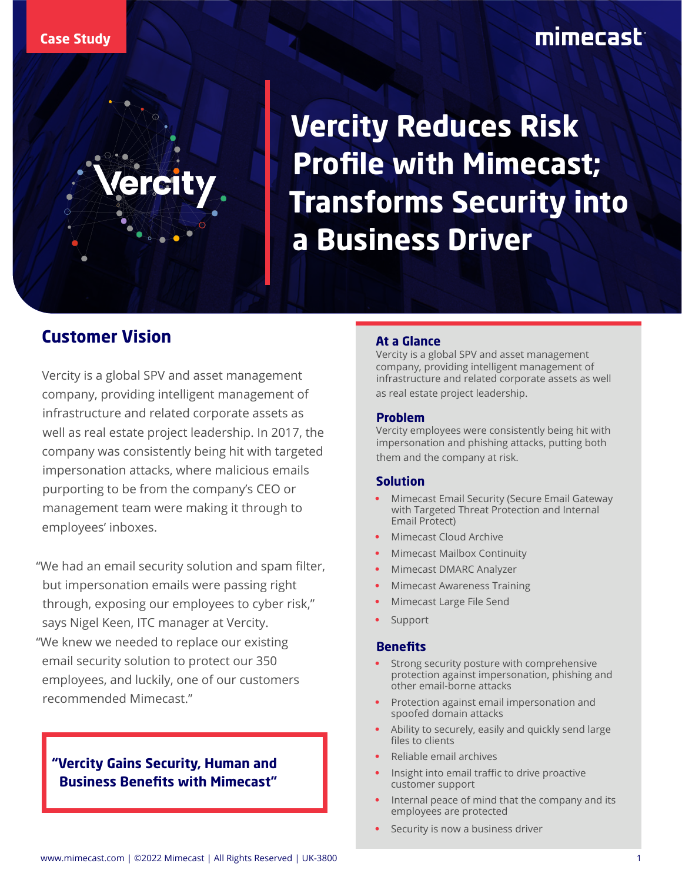Case Study

# Vercity Reduces Risk Profile with Mimecast; Transforms Security into a Business Driver

## Customer Vision

Vercity is a global SPV and asset management company, providing intelligent management of infrastructure and related corporate assets as well as real estate project leadership. In 2017, the company was consistently being hit with targeted impersonation attacks, where malicious emails purporting to be from the company's CEO or management team were making it through to employees' inboxes.

"We had an email security solution and spam filter, but impersonation emails were passing right through, exposing our employees to cyber risk," says Nigel Keen, ITC manager at Vercity. "We knew we needed to replace our existing email security solution to protect our 350 employees, and luckily, one of our customers recommended Mimecast."

**"Vercity Gains Security, Human and Business Benefits with Mimecast"**

### At a Glance

Vercity is a global SPV and asset management company, providing intelligent management of infrastructure and related corporate assets as well as real estate project leadership.

### Problem

Vercity employees were consistently being hit with impersonation and phishing attacks, putting both them and the company at risk.

### Solution

- Mimecast Email Security (Secure Email Gateway with Targeted Threat Protection and Internal Email Protect)
- Mimecast Cloud Archive
- Mimecast Mailbox Continuity
- Mimecast DMARC Analyzer
- Mimecast Awareness Training
- Mimecast Large File Send
- Support

### Benefits

- Strong security posture with comprehensive protection against impersonation, phishing and other email-borne attacks
- Protection against email impersonation and spoofed domain attacks
- Ability to securely, easily and quickly send large files to clients
- Reliable email archives
- Insight into email traffic to drive proactive customer support
- Internal peace of mind that the company and its employees are protected
- Security is now a business driver

www.mimecast.com | ©2022 Mimecast | All Rights Reserved | UK-3800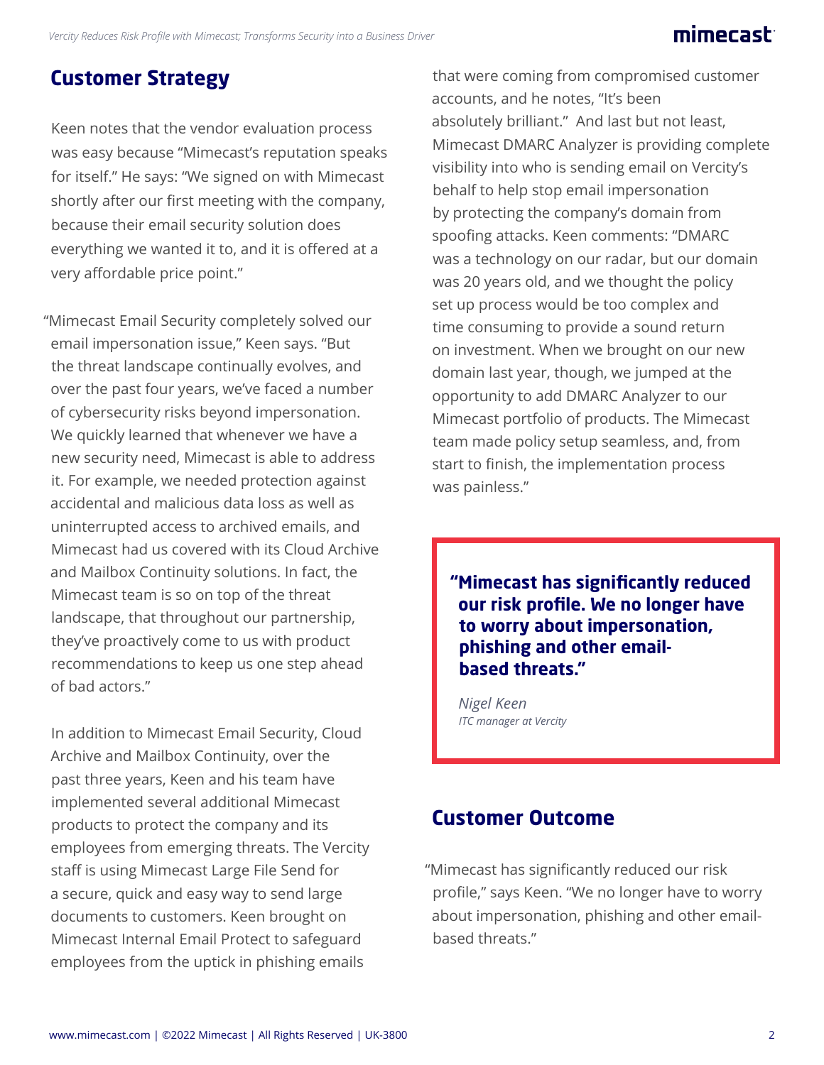## Customer Strategy

Keen notes that the vendor evaluation process was easy because "Mimecast's reputation speaks for itself." He says: "We signed on with Mimecast shortly after our first meeting with the company, because their email security solution does everything we wanted it to, and it is offered at a very affordable price point."

"Mimecast Email Security completely solved our email impersonation issue," Keen says. "But the threat landscape continually evolves, and over the past four years, we've faced a number of cybersecurity risks beyond impersonation. We quickly learned that whenever we have a new security need, Mimecast is able to address it. For example, we needed protection against accidental and malicious data loss as well as uninterrupted access to archived emails, and Mimecast had us covered with its Cloud Archive and Mailbox Continuity solutions. In fact, the Mimecast team is so on top of the threat landscape, that throughout our partnership, they've proactively come to us with product recommendations to keep us one step ahead of bad actors."

In addition to Mimecast Email Security, Cloud Archive and Mailbox Continuity, over the past three years, Keen and his team have implemented several additional Mimecast products to protect the company and its employees from emerging threats. The Vercity staff is using Mimecast Large File Send for a secure, quick and easy way to send large documents to customers. Keen brought on Mimecast Internal Email Protect to safeguard employees from the uptick in phishing emails that were coming from compromised customer accounts, and he notes, "It's been absolutely brilliant." And last but not least, Mimecast DMARC Analyzer is providing complete visibility into who is sending email on Vercity's behalf to help stop email impersonation by protecting the company's domain from spoofing attacks. Keen comments: "DMARC was a technology on our radar, but our domain was 20 years old, and we thought the policy set up process would be too complex and time consuming to provide a sound return on investment. When we brought on our new domain last year, though, we jumped at the opportunity to add DMARC Analyzer to our Mimecast portfolio of products. The Mimecast team made policy setup seamless, and, from start to finish, the implementation process was painless."

> **"Mimecast has significantly reduced our risk profile. We no longer have to worry about impersonation, phishing and other email-based threats."**
>
> *Nigel Keen*
> *ITC manager at Vercity*

## Customer Outcome

"Mimecast has significantly reduced our risk profile," says Keen. "We no longer have to worry about impersonation, phishing and other email-based threats."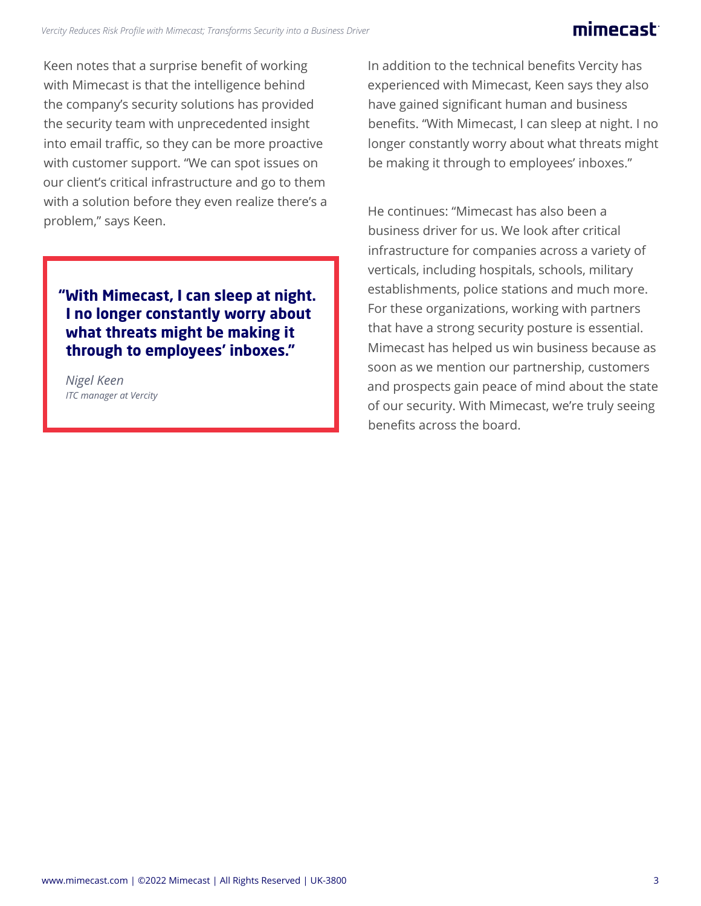Keen notes that a surprise benefit of working with Mimecast is that the intelligence behind the company's security solutions has provided the security team with unprecedented insight into email traffic, so they can be more proactive with customer support. "We can spot issues on our client's critical infrastructure and go to them with a solution before they even realize there's a problem," says Keen.

> **"With Mimecast, I can sleep at night. I no longer constantly worry about what threats might be making it through to employees' inboxes."**
>
> *Nigel Keen*
> *ITC manager at Vercity*

In addition to the technical benefits Vercity has experienced with Mimecast, Keen says they also have gained significant human and business benefits. "With Mimecast, I can sleep at night. I no longer constantly worry about what threats might be making it through to employees' inboxes."

He continues: "Mimecast has also been a business driver for us. We look after critical infrastructure for companies across a variety of verticals, including hospitals, schools, military establishments, police stations and much more. For these organizations, working with partners that have a strong security posture is essential. Mimecast has helped us win business because as soon as we mention our partnership, customers and prospects gain peace of mind about the state of our security. With Mimecast, we're truly seeing benefits across the board.

www.mimecast.com | ©2022 Mimecast | All Rights Reserved | UK-3800